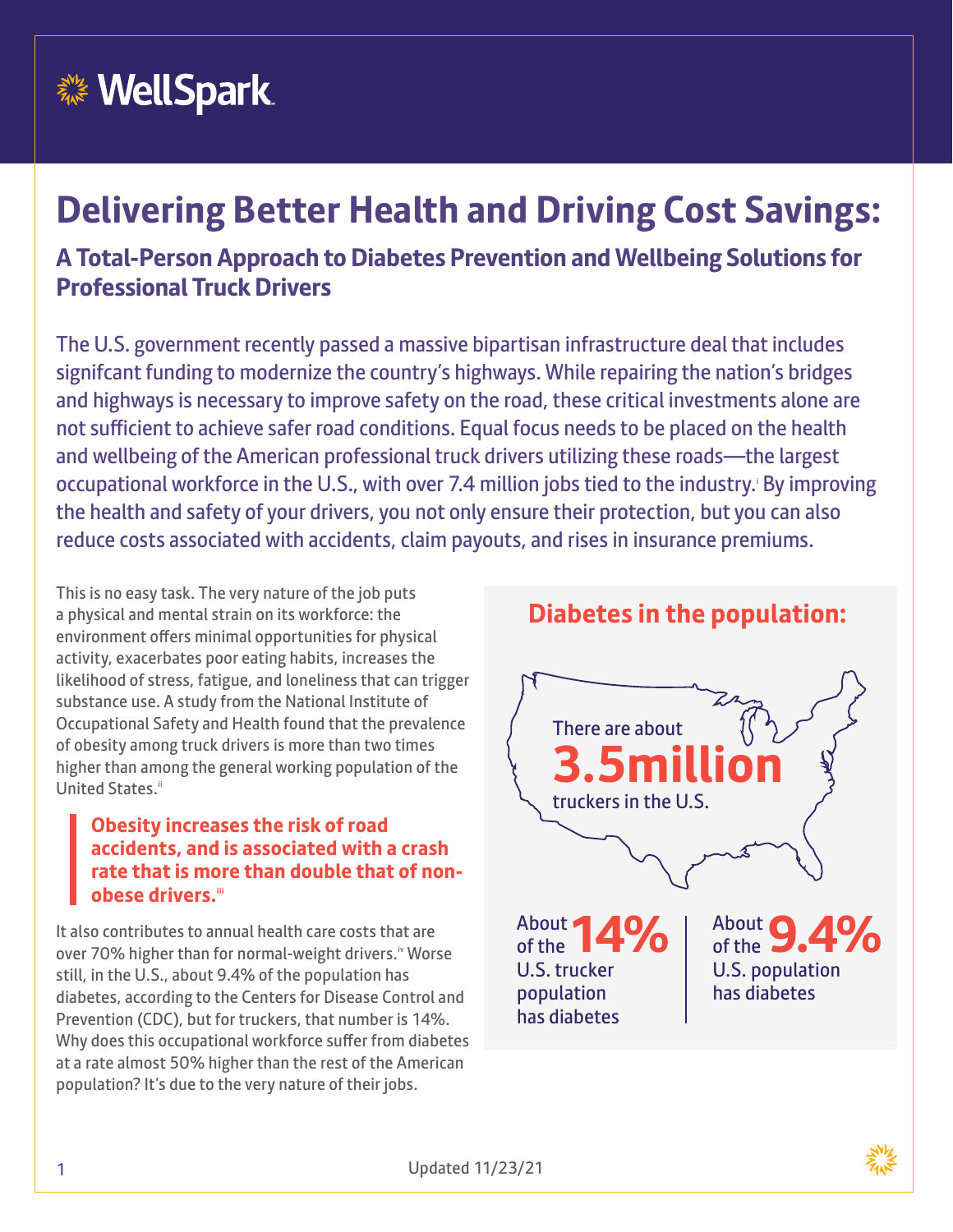WellSpark

# Delivering Better Health and Driving Cost Savings:

## A Total-Person Approach to Diabetes Prevention and Wellbeing Solutions for Professional Truck Drivers

The U.S. government recently passed a massive bipartisan infrastructure deal that includes signifcant funding to modernize the country's highways. While repairing the nation's bridges and highways is necessary to improve safety on the road, these critical investments alone are not sufficient to achieve safer road conditions. Equal focus needs to be placed on the health and wellbeing of the American professional truck drivers utilizing these roads—the largest occupational workforce in the U.S., with over 7.4 million jobs tied to the industry.[i] By improving the health and safety of your drivers, you not only ensure their protection, but you can also reduce costs associated with accidents, claim payouts, and rises in insurance premiums.

This is no easy task. The very nature of the job puts a physical and mental strain on its workforce: the environment offers minimal opportunities for physical activity, exacerbates poor eating habits, increases the likelihood of stress, fatigue, and loneliness that can trigger substance use. A study from the National Institute of Occupational Safety and Health found that the prevalence of obesity among truck drivers is more than two times higher than among the general working population of the United States.[ii]

> **Obesity increases the risk of road accidents, and is associated with a crash rate that is more than double that of non-obese drivers.[iii]**

It also contributes to annual health care costs that are over 70% higher than for normal-weight drivers.[iv] Worse still, in the U.S., about 9.4% of the population has diabetes, according to the Centers for Disease Control and Prevention (CDC), but for truckers, that number is 14%. Why does this occupational workforce suffer from diabetes at a rate almost 50% higher than the rest of the American population? It's due to the very nature of their jobs.

### Diabetes in the population:

There are about **3.5million** truckers in the U.S.

About **14%** of the U.S. trucker population has diabetes

About **9.4%** of the U.S. population has diabetes

Updated 11/23/21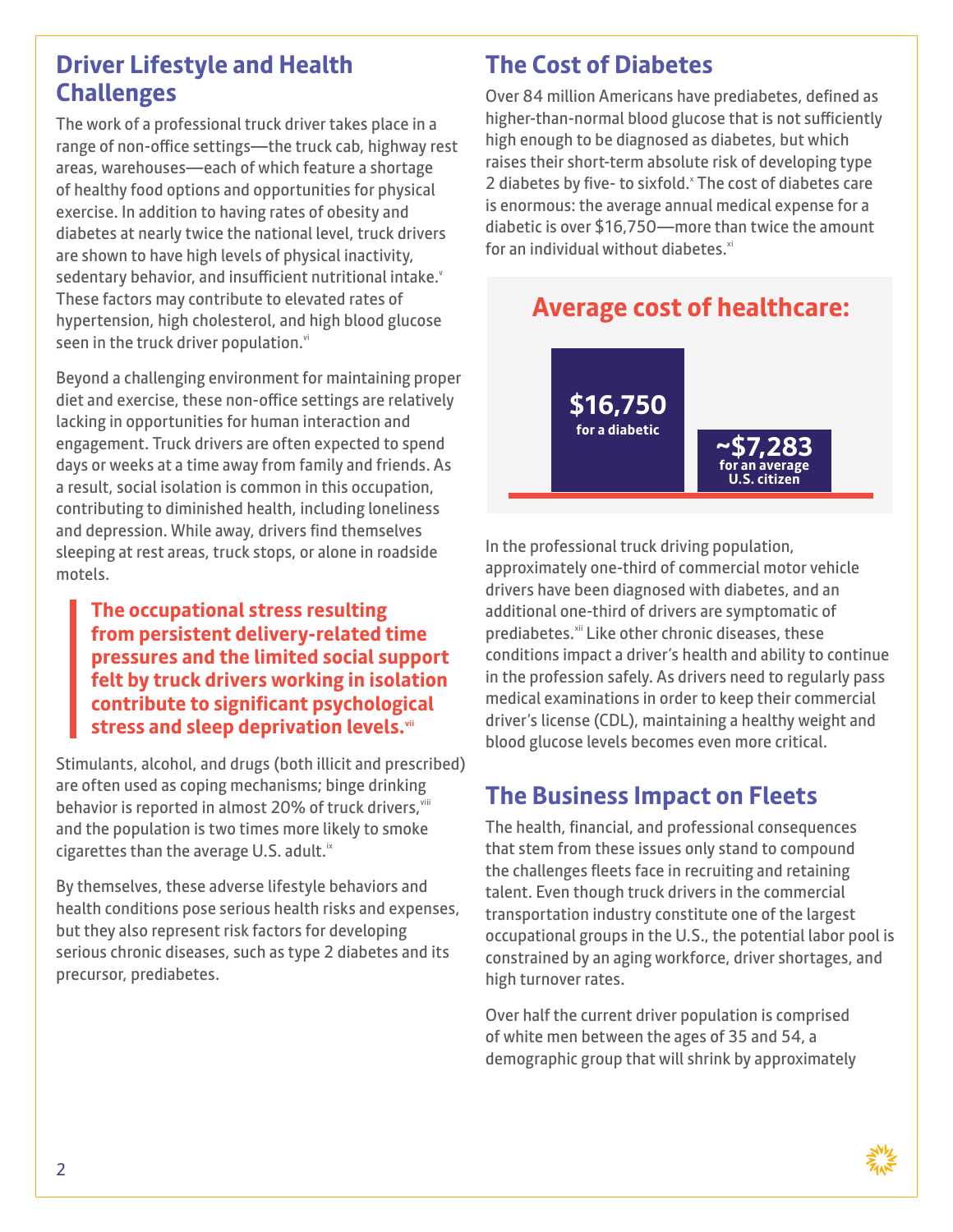## Driver Lifestyle and Health Challenges

The work of a professional truck driver takes place in a range of non-office settings—the truck cab, highway rest areas, warehouses—each of which feature a shortage of healthy food options and opportunities for physical exercise. In addition to having rates of obesity and diabetes at nearly twice the national level, truck drivers are shown to have high levels of physical inactivity, sedentary behavior, and insufficient nutritional intake.[v] These factors may contribute to elevated rates of hypertension, high cholesterol, and high blood glucose seen in the truck driver population.[vi]

Beyond a challenging environment for maintaining proper diet and exercise, these non-office settings are relatively lacking in opportunities for human interaction and engagement. Truck drivers are often expected to spend days or weeks at a time away from family and friends. As a result, social isolation is common in this occupation, contributing to diminished health, including loneliness and depression. While away, drivers find themselves sleeping at rest areas, truck stops, or alone in roadside motels.

> **The occupational stress resulting from persistent delivery-related time pressures and the limited social support felt by truck drivers working in isolation contribute to significant psychological stress and sleep deprivation levels.[vii]**

Stimulants, alcohol, and drugs (both illicit and prescribed) are often used as coping mechanisms; binge drinking behavior is reported in almost 20% of truck drivers,[viii] and the population is two times more likely to smoke cigarettes than the average U.S. adult.[ix]

By themselves, these adverse lifestyle behaviors and health conditions pose serious health risks and expenses, but they also represent risk factors for developing serious chronic diseases, such as type 2 diabetes and its precursor, prediabetes.

## The Cost of Diabetes

Over 84 million Americans have prediabetes, defined as higher-than-normal blood glucose that is not sufficiently high enough to be diagnosed as diabetes, but which raises their short-term absolute risk of developing type 2 diabetes by five- to sixfold.[x] The cost of diabetes care is enormous: the average annual medical expense for a diabetic is over $16,750—more than twice the amount for an individual without diabetes.[xi]

**Average cost of healthcare:**

- **$16,750** for a diabetic
- **~$7,283** for an average U.S. citizen

In the professional truck driving population, approximately one-third of commercial motor vehicle drivers have been diagnosed with diabetes, and an additional one-third of drivers are symptomatic of prediabetes.[xii] Like other chronic diseases, these conditions impact a driver's health and ability to continue in the profession safely. As drivers need to regularly pass medical examinations in order to keep their commercial driver's license (CDL), maintaining a healthy weight and blood glucose levels becomes even more critical.

## The Business Impact on Fleets

The health, financial, and professional consequences that stem from these issues only stand to compound the challenges fleets face in recruiting and retaining talent. Even though truck drivers in the commercial transportation industry constitute one of the largest occupational groups in the U.S., the potential labor pool is constrained by an aging workforce, driver shortages, and high turnover rates.

Over half the current driver population is comprised of white men between the ages of 35 and 54, a demographic group that will shrink by approximately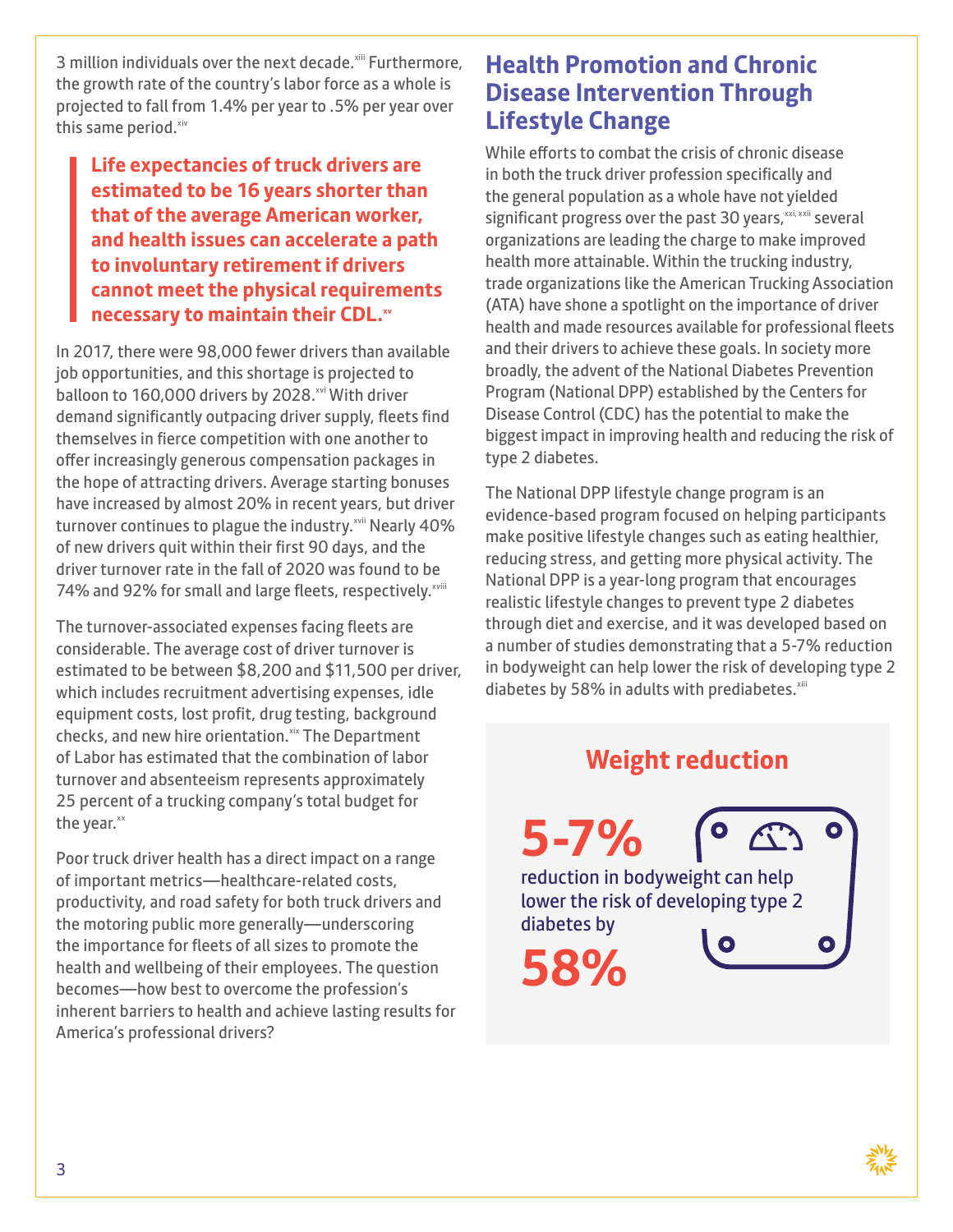3 million individuals over the next decade.[xiii] Furthermore, the growth rate of the country's labor force as a whole is projected to fall from 1.4% per year to .5% per year over this same period.[xiv]

> **Life expectancies of truck drivers are estimated to be 16 years shorter than that of the average American worker, and health issues can accelerate a path to involuntary retirement if drivers cannot meet the physical requirements necessary to maintain their CDL.[xv]**

In 2017, there were 98,000 fewer drivers than available job opportunities, and this shortage is projected to balloon to 160,000 drivers by 2028.[xvi] With driver demand significantly outpacing driver supply, fleets find themselves in fierce competition with one another to offer increasingly generous compensation packages in the hope of attracting drivers. Average starting bonuses have increased by almost 20% in recent years, but driver turnover continues to plague the industry.[xvii] Nearly 40% of new drivers quit within their first 90 days, and the driver turnover rate in the fall of 2020 was found to be 74% and 92% for small and large fleets, respectively.[xviii]

The turnover-associated expenses facing fleets are considerable. The average cost of driver turnover is estimated to be between $8,200 and $11,500 per driver, which includes recruitment advertising expenses, idle equipment costs, lost profit, drug testing, background checks, and new hire orientation.[xix] The Department of Labor has estimated that the combination of labor turnover and absenteeism represents approximately 25 percent of a trucking company's total budget for the year.[xx]

Poor truck driver health has a direct impact on a range of important metrics—healthcare-related costs, productivity, and road safety for both truck drivers and the motoring public more generally—underscoring the importance for fleets of all sizes to promote the health and wellbeing of their employees. The question becomes—how best to overcome the profession's inherent barriers to health and achieve lasting results for America's professional drivers?

## Health Promotion and Chronic Disease Intervention Through Lifestyle Change

While efforts to combat the crisis of chronic disease in both the truck driver profession specifically and the general population as a whole have not yielded significant progress over the past 30 years,[xxi, xxii] several organizations are leading the charge to make improved health more attainable. Within the trucking industry, trade organizations like the American Trucking Association (ATA) have shone a spotlight on the importance of driver health and made resources available for professional fleets and their drivers to achieve these goals. In society more broadly, the advent of the National Diabetes Prevention Program (National DPP) established by the Centers for Disease Control (CDC) has the potential to make the biggest impact in improving health and reducing the risk of type 2 diabetes.

The National DPP lifestyle change program is an evidence-based program focused on helping participants make positive lifestyle changes such as eating healthier, reducing stress, and getting more physical activity. The National DPP is a year-long program that encourages realistic lifestyle changes to prevent type 2 diabetes through diet and exercise, and it was developed based on a number of studies demonstrating that a 5-7% reduction in bodyweight can help lower the risk of developing type 2 diabetes by 58% in adults with prediabetes.[xiii]

### Weight reduction

**5-7%**

reduction in bodyweight can help lower the risk of developing type 2 diabetes by

**58%**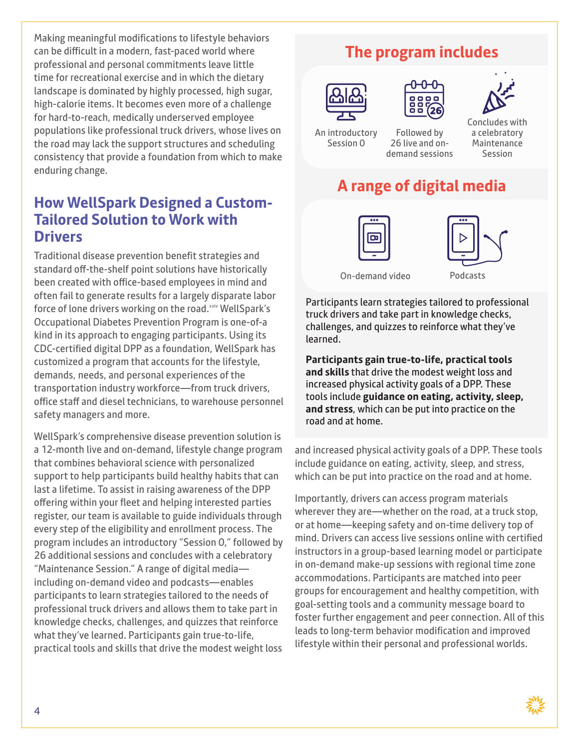Making meaningful modifications to lifestyle behaviors can be difficult in a modern, fast-paced world where professional and personal commitments leave little time for recreational exercise and in which the dietary landscape is dominated by highly processed, high sugar, high-calorie items. It becomes even more of a challenge for hard-to-reach, medically underserved employee populations like professional truck drivers, whose lives on the road may lack the support structures and scheduling consistency that provide a foundation from which to make enduring change.

## How WellSpark Designed a Custom-Tailored Solution to Work with Drivers

Traditional disease prevention benefit strategies and standard off-the-shelf point solutions have historically been created with office-based employees in mind and often fail to generate results for a largely disparate labor force of lone drivers working on the road.[xxiv] WellSpark's Occupational Diabetes Prevention Program is one-of-a kind in its approach to engaging participants. Using its CDC-certified digital DPP as a foundation, WellSpark has customized a program that accounts for the lifestyle, demands, needs, and personal experiences of the transportation industry workforce—from truck drivers, office staff and diesel technicians, to warehouse personnel safety managers and more.

WellSpark's comprehensive disease prevention solution is a 12-month live and on-demand, lifestyle change program that combines behavioral science with personalized support to help participants build healthy habits that can last a lifetime. To assist in raising awareness of the DPP offering within your fleet and helping interested parties register, our team is available to guide individuals through every step of the eligibility and enrollment process. The program includes an introductory "Session 0," followed by 26 additional sessions and concludes with a celebratory "Maintenance Session." A range of digital media—including on-demand video and podcasts—enables participants to learn strategies tailored to the needs of professional truck drivers and allows them to take part in knowledge checks, challenges, and quizzes that reinforce what they've learned. Participants gain true-to-life, practical tools and skills that drive the modest weight loss and increased physical activity goals of a DPP. These tools include guidance on eating, activity, sleep, and stress, which can be put into practice on the road and at home.

Importantly, drivers can access program materials wherever they are—whether on the road, at a truck stop, or at home—keeping safety and on-time delivery top of mind. Drivers can access live sessions online with certified instructors in a group-based learning model or participate in on-demand make-up sessions with regional time zone accommodations. Participants are matched into peer groups for encouragement and healthy competition, with goal-setting tools and a community message board to foster further engagement and peer connection. All of this leads to long-term behavior modification and improved lifestyle within their personal and professional worlds.

## The program includes

- An introductory Session 0
- Followed by 26 live and on-demand sessions
- Concludes with a celebratory Maintenance Session

## A range of digital media

- On-demand video
- Podcasts

Participants learn strategies tailored to professional truck drivers and take part in knowledge checks, challenges, and quizzes to reinforce what they've learned.

**Participants gain true-to-life, practical tools and skills** that drive the modest weight loss and increased physical activity goals of a DPP. These tools include **guidance on eating, activity, sleep, and stress**, which can be put into practice on the road and at home.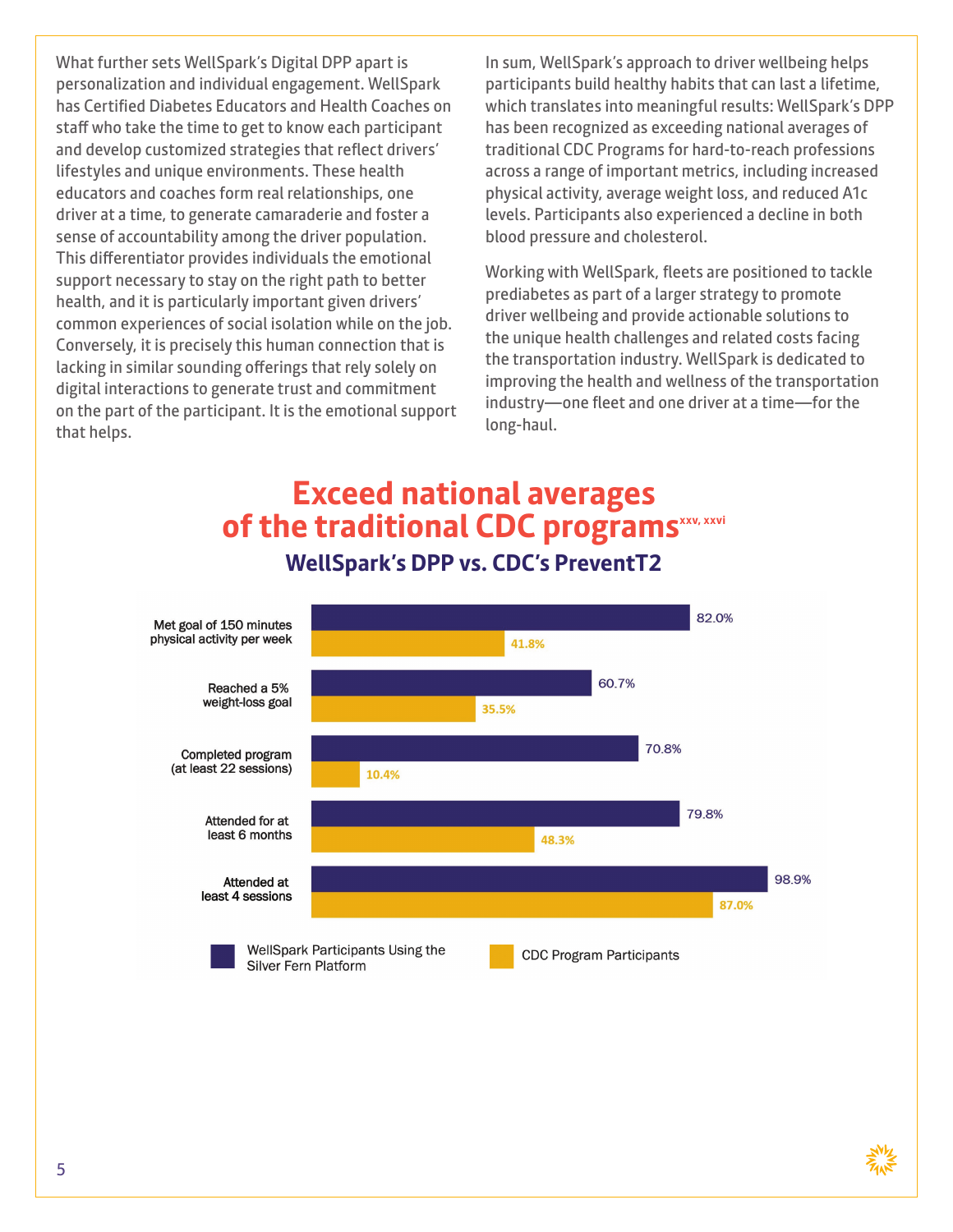What further sets WellSpark's Digital DPP apart is personalization and individual engagement. WellSpark has Certified Diabetes Educators and Health Coaches on staff who take the time to get to know each participant and develop customized strategies that reflect drivers' lifestyles and unique environments. These health educators and coaches form real relationships, one driver at a time, to generate camaraderie and foster a sense of accountability among the driver population. This differentiator provides individuals the emotional support necessary to stay on the right path to better health, and it is particularly important given drivers' common experiences of social isolation while on the job. Conversely, it is precisely this human connection that is lacking in similar sounding offerings that rely solely on digital interactions to generate trust and commitment on the part of the participant. It is the emotional support that helps.

In sum, WellSpark's approach to driver wellbeing helps participants build healthy habits that can last a lifetime, which translates into meaningful results: WellSpark's DPP has been recognized as exceeding national averages of traditional CDC Programs for hard-to-reach professions across a range of important metrics, including increased physical activity, average weight loss, and reduced A1c levels. Participants also experienced a decline in both blood pressure and cholesterol.

Working with WellSpark, fleets are positioned to tackle prediabetes as part of a larger strategy to promote driver wellbeing and provide actionable solutions to the unique health challenges and related costs facing the transportation industry. WellSpark is dedicated to improving the health and wellness of the transportation industry—one fleet and one driver at a time—for the long-haul.

## Exceed national averages of the traditional CDC programs[xxv, xxvi]

### WellSpark's DPP vs. CDC's PreventT2

| | WellSpark Participants Using the Silver Fern Platform | CDC Program Participants |
|---|---|---|
| Met goal of 150 minutes physical activity per week | 82.0% | 41.8% |
| Reached a 5% weight-loss goal | 60.7% | 35.5% |
| Completed program (at least 22 sessions) | 70.8% | 10.4% |
| Attended for at least 6 months | 79.8% | 48.3% |
| Attended at least 4 sessions | 98.9% | 87.0% |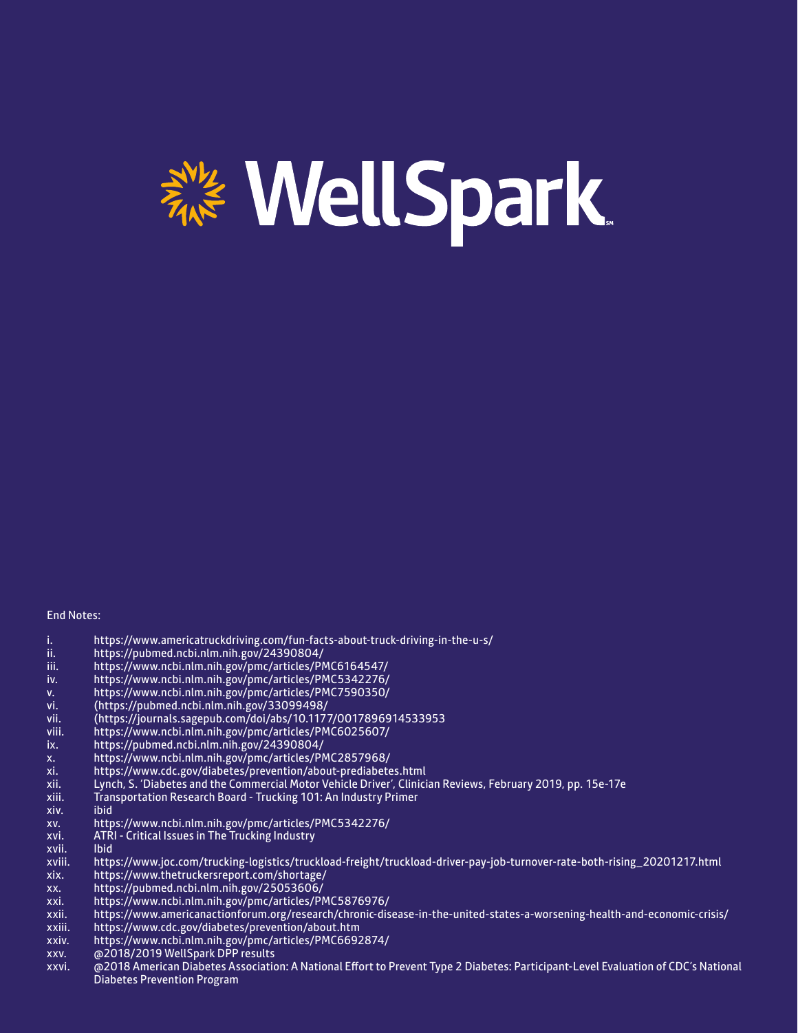WellSpark

End Notes:

i. https://www.americatruckdriving.com/fun-facts-about-truck-driving-in-the-u-s/
ii. https://pubmed.ncbi.nlm.nih.gov/24390804/
iii. https://www.ncbi.nlm.nih.gov/pmc/articles/PMC6164547/
iv. https://www.ncbi.nlm.nih.gov/pmc/articles/PMC5342276/
v. https://www.ncbi.nlm.nih.gov/pmc/articles/PMC7590350/
vi. (https://pubmed.ncbi.nlm.nih.gov/33099498/
vii. (https://journals.sagepub.com/doi/abs/10.1177/0017896914533953
viii. https://www.ncbi.nlm.nih.gov/pmc/articles/PMC6025607/
ix. https://pubmed.ncbi.nlm.nih.gov/24390804/
x. https://www.ncbi.nlm.nih.gov/pmc/articles/PMC2857968/
xi. https://www.cdc.gov/diabetes/prevention/about-prediabetes.html
xii. Lynch, S. 'Diabetes and the Commercial Motor Vehicle Driver', Clinician Reviews, February 2019, pp. 15e-17e
xiii. Transportation Research Board - Trucking 101: An Industry Primer
xiv. ibid
xv. https://www.ncbi.nlm.nih.gov/pmc/articles/PMC5342276/
xvi. ATRI - Critical Issues in The Trucking Industry
xvii. Ibid
xviii. https://www.joc.com/trucking-logistics/truckload-freight/truckload-driver-pay-job-turnover-rate-both-rising_20201217.html
xix. https://www.thetruckersreport.com/shortage/
xx. https://pubmed.ncbi.nlm.nih.gov/25053606/
xxi. https://www.ncbi.nlm.nih.gov/pmc/articles/PMC5876976/
xxii. https://www.americanactionforum.org/research/chronic-disease-in-the-united-states-a-worsening-health-and-economic-crisis/
xxiii. https://www.cdc.gov/diabetes/prevention/about.htm
xxiv. https://www.ncbi.nlm.nih.gov/pmc/articles/PMC6692874/
xxv. @2018/2019 WellSpark DPP results
xxvi. @2018 American Diabetes Association: A National Effort to Prevent Type 2 Diabetes: Participant-Level Evaluation of CDC's National Diabetes Prevention Program